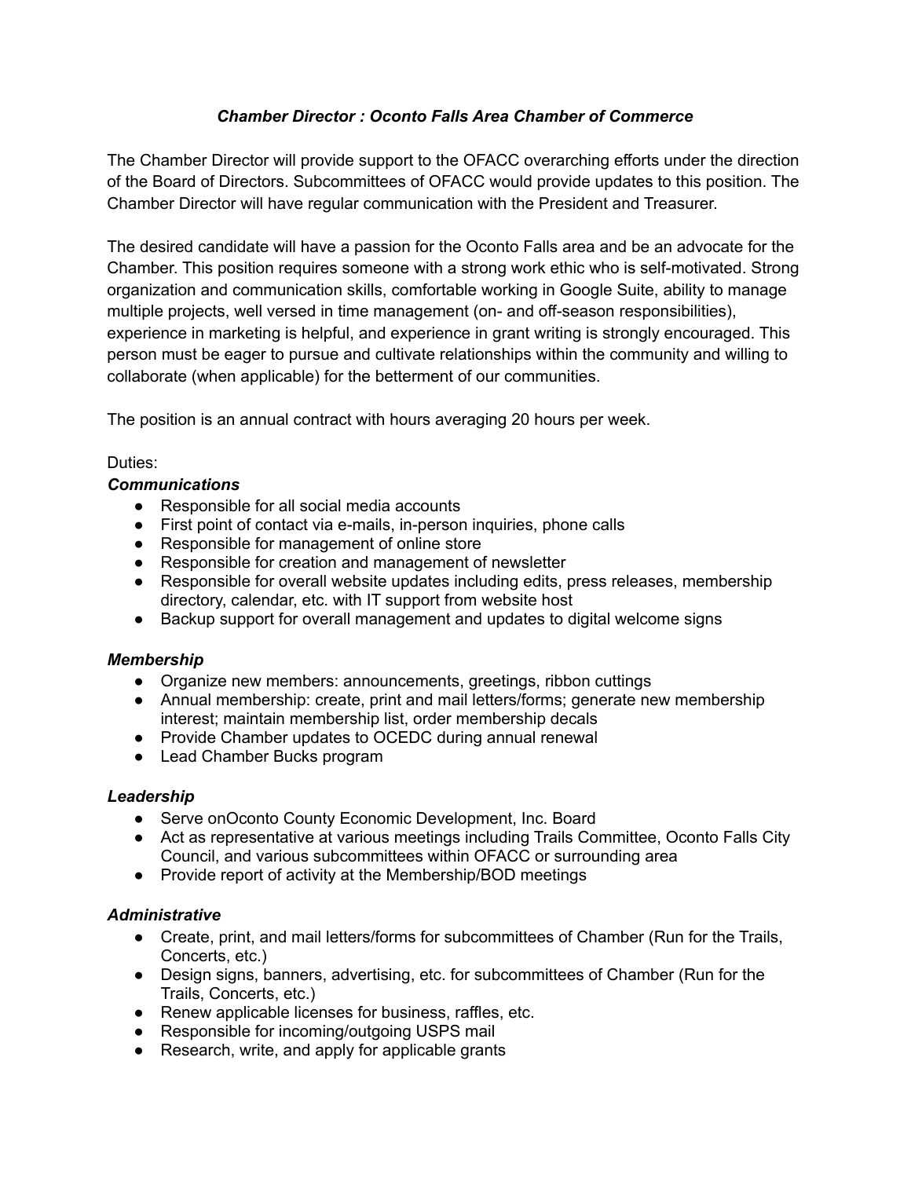***Chamber Director : Oconto Falls Area Chamber of Commerce***

The Chamber Director will provide support to the OFACC overarching efforts under the direction of the Board of Directors. Subcommittees of OFACC would provide updates to this position. The Chamber Director will have regular communication with the President and Treasurer.

The desired candidate will have a passion for the Oconto Falls area and be an advocate for the Chamber. This position requires someone with a strong work ethic who is self-motivated. Strong organization and communication skills, comfortable working in Google Suite, ability to manage multiple projects, well versed in time management (on- and off-season responsibilities), experience in marketing is helpful, and experience in grant writing is strongly encouraged. This person must be eager to pursue and cultivate relationships within the community and willing to collaborate (when applicable) for the betterment of our communities.

The position is an annual contract with hours averaging 20 hours per week.

Duties:

***Communications***

- Responsible for all social media accounts
- First point of contact via e-mails, in-person inquiries, phone calls
- Responsible for management of online store
- Responsible for creation and management of newsletter
- Responsible for overall website updates including edits, press releases, membership directory, calendar, etc. with IT support from website host
- Backup support for overall management and updates to digital welcome signs

***Membership***

- Organize new members: announcements, greetings, ribbon cuttings
- Annual membership: create, print and mail letters/forms; generate new membership interest; maintain membership list, order membership decals
- Provide Chamber updates to OCEDC during annual renewal
- Lead Chamber Bucks program

***Leadership***

- Serve onOconto County Economic Development, Inc. Board
- Act as representative at various meetings including Trails Committee, Oconto Falls City Council, and various subcommittees within OFACC or surrounding area
- Provide report of activity at the Membership/BOD meetings

***Administrative***

- Create, print, and mail letters/forms for subcommittees of Chamber (Run for the Trails, Concerts, etc.)
- Design signs, banners, advertising, etc. for subcommittees of Chamber (Run for the Trails, Concerts, etc.)
- Renew applicable licenses for business, raffles, etc.
- Responsible for incoming/outgoing USPS mail
- Research, write, and apply for applicable grants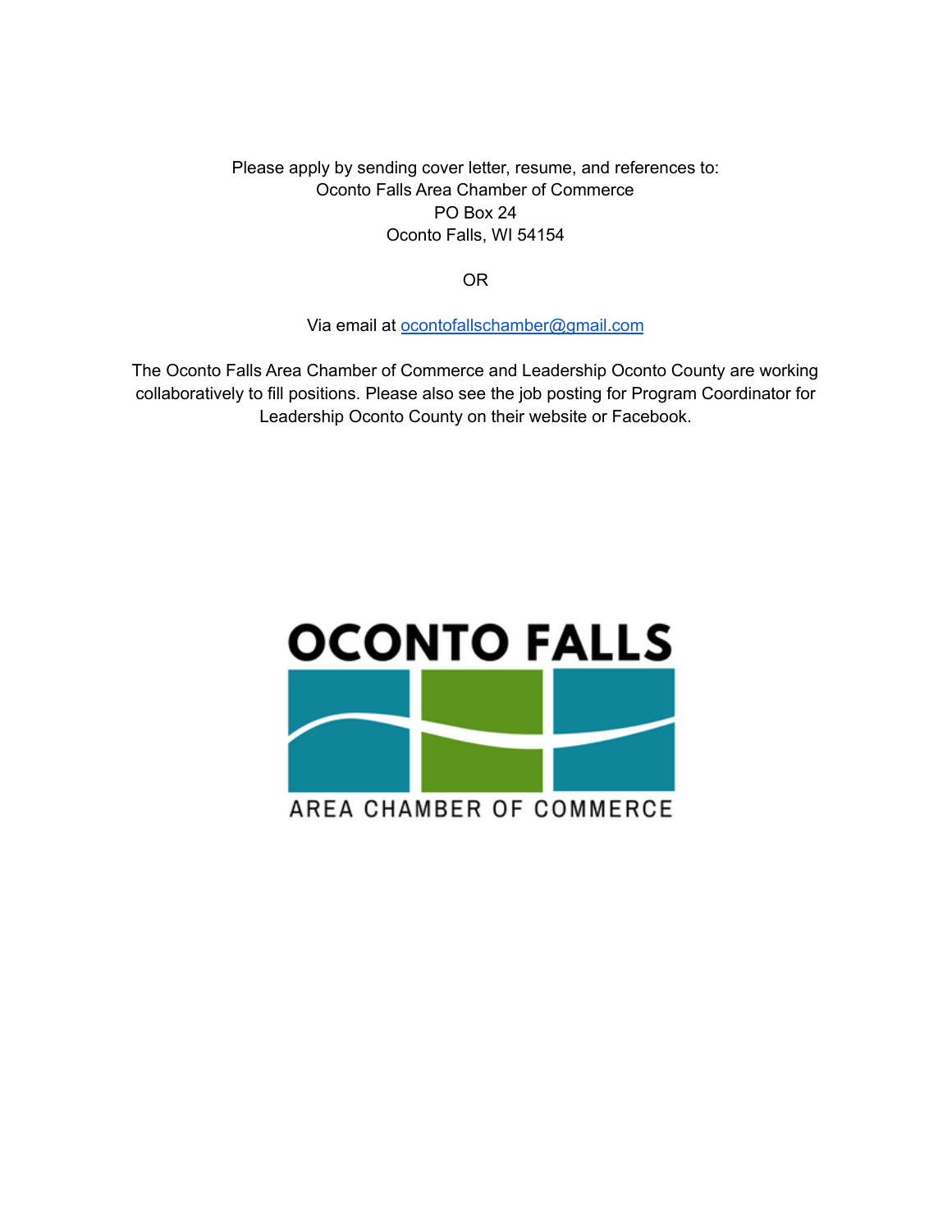Please apply by sending cover letter, resume, and references to:
Oconto Falls Area Chamber of Commerce
PO Box 24
Oconto Falls, WI 54154

OR

Via email at ocontofallschamber@gmail.com

The Oconto Falls Area Chamber of Commerce and Leadership Oconto County are working collaboratively to fill positions. Please also see the job posting for Program Coordinator for Leadership Oconto County on their website or Facebook.

OCONTO FALLS

AREA CHAMBER OF COMMERCE